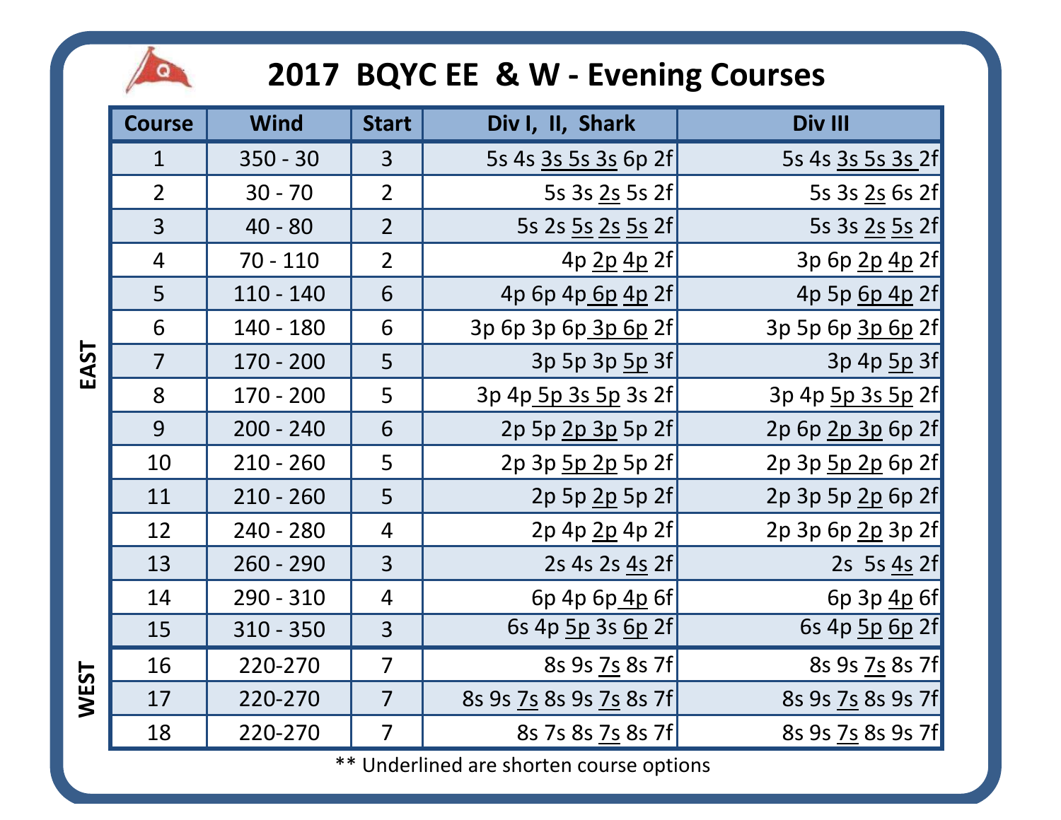# 2017 BQYC EE & W - Evening Courses

| | Course | Wind | Start | Div I, II, Shark | Div III |
|---|---|---|---|---|---|
| EAST | 1 | 350 - 30 | 3 | 5s 4s <u>3s 5s 3s</u> 6p 2f | 5s 4s <u>3s 5s 3s</u> 2f |
| | 2 | 30 - 70 | 2 | 5s 3s <u>2s</u> 5s 2f | 5s 3s <u>2s</u> 6s 2f |
| | 3 | 40 - 80 | 2 | 5s 2s <u>5s</u> <u>2s</u> <u>5s</u> 2f | 5s 3s <u>2s</u> <u>5s</u> 2f |
| | 4 | 70 - 110 | 2 | 4p <u>2p</u> <u>4p</u> 2f | 3p 6p <u>2p</u> <u>4p</u> 2f |
| | 5 | 110 - 140 | 6 | 4p 6p 4p <u>6p</u> <u>4p</u> 2f | 4p 5p <u>6p</u> <u>4p</u> 2f |
| | 6 | 140 - 180 | 6 | 3p 6p 3p 6p <u>3p 6p</u> 2f | 3p 5p 6p <u>3p 6p</u> 2f |
| | 7 | 170 - 200 | 5 | 3p 5p 3p <u>5p</u> 3f | 3p 4p <u>5p</u> 3f |
| | 8 | 170 - 200 | 5 | 3p 4p <u>5p 3s 5p</u> 3s 2f | 3p 4p <u>5p 3s 5p</u> 2f |
| | 9 | 200 - 240 | 6 | 2p 5p <u>2p 3p</u> 5p 2f | 2p 6p <u>2p 3p</u> 6p 2f |
| | 10 | 210 - 260 | 5 | 2p 3p <u>5p 2p</u> 5p 2f | 2p 3p <u>5p 2p</u> 6p 2f |
| | 11 | 210 - 260 | 5 | 2p 5p <u>2p</u> 5p 2f | 2p 3p 5p <u>2p</u> 6p 2f |
| | 12 | 240 - 280 | 4 | 2p 4p <u>2p</u> 4p 2f | 2p 3p 6p <u>2p</u> 3p 2f |
| | 13 | 260 - 290 | 3 | 2s 4s 2s <u>4s</u> 2f | 2s 5s <u>4s</u> 2f |
| | 14 | 290 - 310 | 4 | 6p 4p 6p <u>4p</u> 6f | 6p 3p <u>4p</u> 6f |
| | 15 | 310 - 350 | 3 | 6s 4p <u>5p</u> 3s <u>6p</u> 2f | 6s 4p <u>5p</u> <u>6p</u> 2f |
| WEST | 16 | 220-270 | 7 | 8s 9s <u>7s</u> 8s 7f | 8s 9s <u>7s</u> 8s 7f |
| | 17 | 220-270 | 7 | 8s 9s <u>7s</u> 8s 9s <u>7s</u> 8s 7f | 8s 9s <u>7s</u> 8s 9s 7f |
| | 18 | 220-270 | 7 | 8s 7s 8s <u>7s</u> 8s 7f | 8s 9s <u>7s</u> 8s 9s 7f |

** Underlined are shorten course options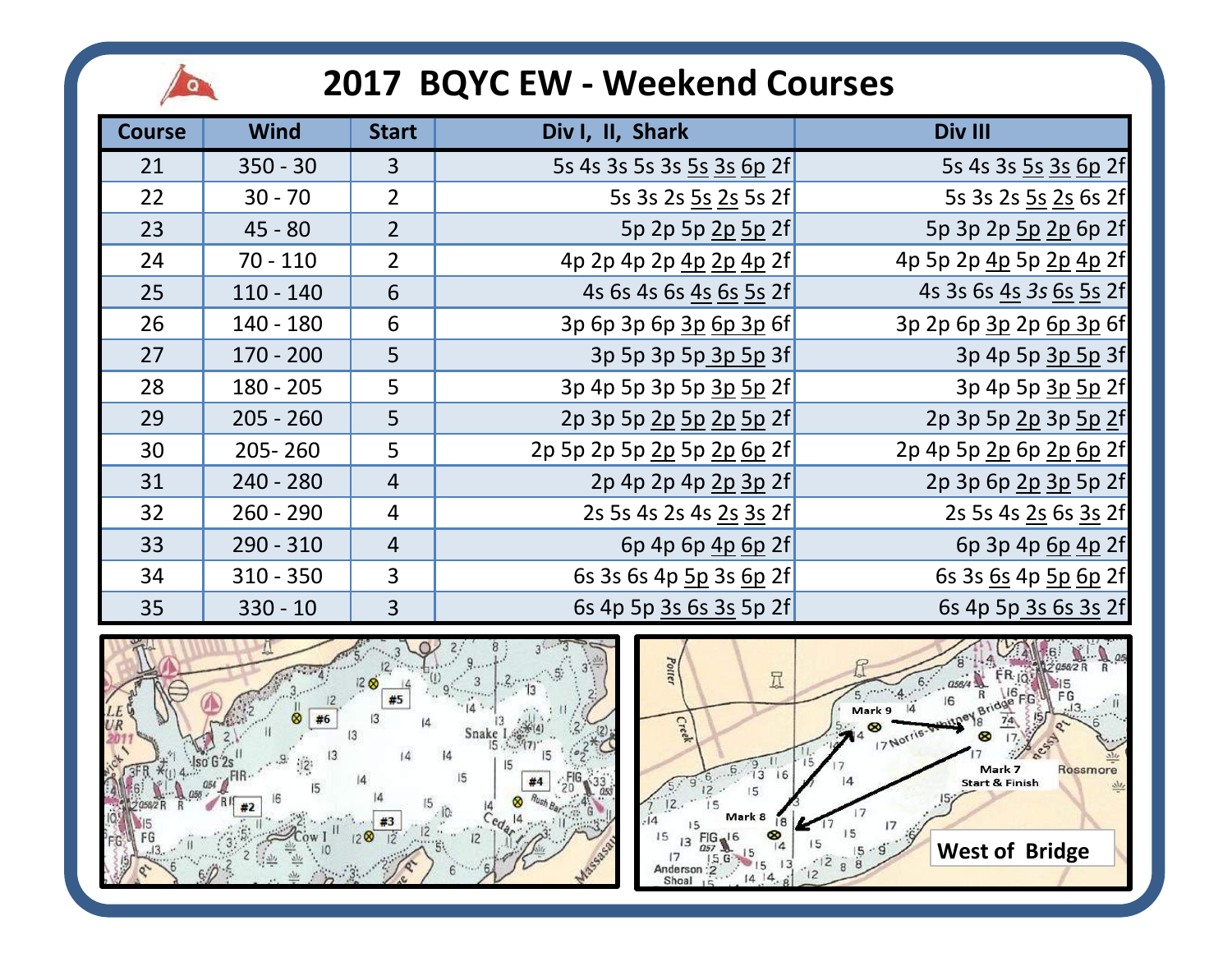# 2017 BQYC EW - Weekend Courses

| Course | Wind | Start | Div I, II, Shark | Div III |
|---|---|---|---|---|
| 21 | 350 - 30 | 3 | 5s 4s 3s 5s 3s 5s 3s 6p 2f | 5s 4s 3s 5s 3s 6p 2f |
| 22 | 30 - 70 | 2 | 5s 3s 2s 5s 2s 5s 2f | 5s 3s 2s 5s 2s 6s 2f |
| 23 | 45 - 80 | 2 | 5p 2p 5p 2p 5p 2f | 5p 3p 2p 5p 2p 6p 2f |
| 24 | 70 - 110 | 2 | 4p 2p 4p 2p 4p 2p 4p 2f | 4p 5p 2p 4p 5p 2p 4p 2f |
| 25 | 110 - 140 | 6 | 4s 6s 4s 6s 4s 6s 5s 2f | 4s 3s 6s 4s *3s* 6s 5s 2f |
| 26 | 140 - 180 | 6 | 3p 6p 3p 6p 3p 6p 3p 6f | 3p 2p 6p 3p 2p 6p 3p 6f |
| 27 | 170 - 200 | 5 | 3p 5p 3p 5p 3p 5p 3f | 3p 4p 5p 3p 5p 3f |
| 28 | 180 - 205 | 5 | 3p 4p 5p 3p 5p 3p 5p 2f | 3p 4p 5p 3p 5p 2f |
| 29 | 205 - 260 | 5 | 2p 3p 5p 2p 5p 2p 5p 2f | 2p 3p 5p 2p 3p 5p 2f |
| 30 | 205- 260 | 5 | 2p 5p 2p 5p 2p 5p 2p 6p 2f | 2p 4p 5p 2p 6p 2p 6p 2f |
| 31 | 240 - 280 | 4 | 2p 4p 2p 4p 2p 3p 2f | 2p 3p 6p 2p 3p 5p 2f |
| 32 | 260 - 290 | 4 | 2s 5s 4s 2s 4s 2s 3s 2f | 2s 5s 4s 2s 6s 3s 2f |
| 33 | 290 - 310 | 4 | 6p 4p 6p 4p 6p 2f | 6p 3p 4p 6p 4p 2f |
| 34 | 310 - 350 | 3 | 6s 3s 6s 4p 5p 3s 6p 2f | 6s 3s 6s 4p 5p 6p 2f |
| 35 | 330 - 10 | 3 | 6s 4p 5p 3s 6s 3s 5p 2f | 6s 4p 5p 3s 6s 3s 2f |

#6 #5 #2 #3 #4

Mark 9

Mark 8

Mark 7
Start & Finish

**West of Bridge**